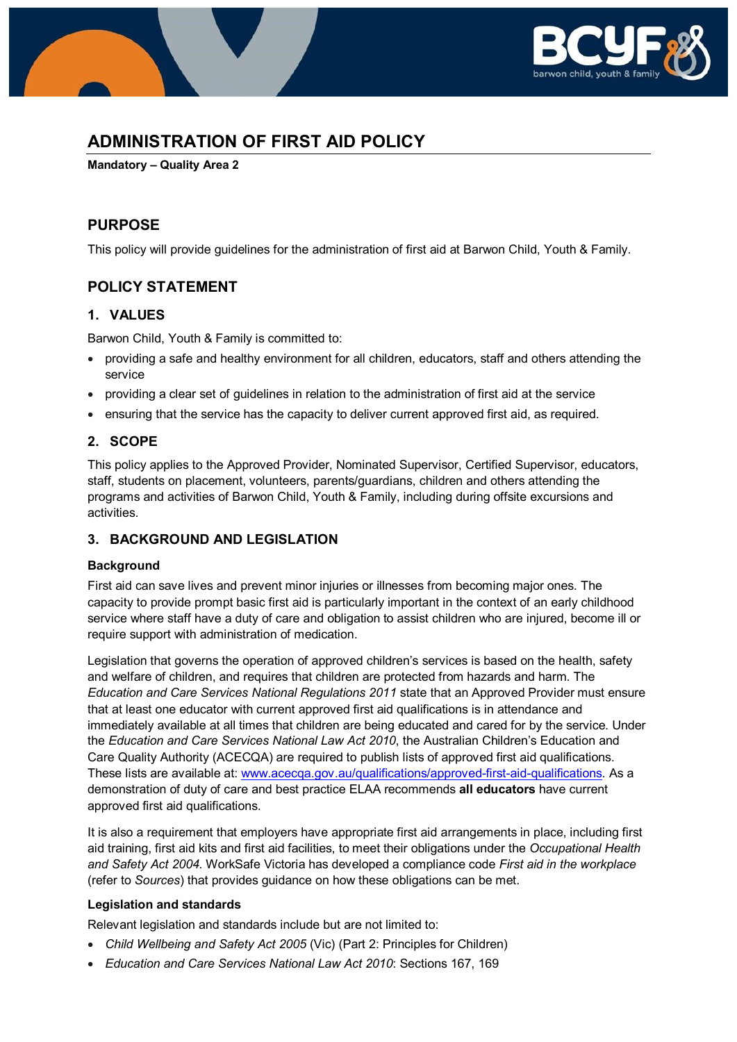# ADMINISTRATION OF FIRST AID POLICY

**Mandatory – Quality Area 2**

## PURPOSE

This policy will provide guidelines for the administration of first aid at Barwon Child, Youth & Family.

## POLICY STATEMENT

### 1. VALUES

Barwon Child, Youth & Family is committed to:

- providing a safe and healthy environment for all children, educators, staff and others attending the service
- providing a clear set of guidelines in relation to the administration of first aid at the service
- ensuring that the service has the capacity to deliver current approved first aid, as required.

### 2. SCOPE

This policy applies to the Approved Provider, Nominated Supervisor, Certified Supervisor, educators, staff, students on placement, volunteers, parents/guardians, children and others attending the programs and activities of Barwon Child, Youth & Family, including during offsite excursions and activities.

### 3. BACKGROUND AND LEGISLATION

**Background**

First aid can save lives and prevent minor injuries or illnesses from becoming major ones. The capacity to provide prompt basic first aid is particularly important in the context of an early childhood service where staff have a duty of care and obligation to assist children who are injured, become ill or require support with administration of medication.

Legislation that governs the operation of approved children's services is based on the health, safety and welfare of children, and requires that children are protected from hazards and harm. The *Education and Care Services National Regulations 2011* state that an Approved Provider must ensure that at least one educator with current approved first aid qualifications is in attendance and immediately available at all times that children are being educated and cared for by the service. Under the *Education and Care Services National Law Act 2010*, the Australian Children's Education and Care Quality Authority (ACECQA) are required to publish lists of approved first aid qualifications. These lists are available at: www.acecqa.gov.au/qualifications/approved-first-aid-qualifications. As a demonstration of duty of care and best practice ELAA recommends **all educators** have current approved first aid qualifications.

It is also a requirement that employers have appropriate first aid arrangements in place, including first aid training, first aid kits and first aid facilities, to meet their obligations under the *Occupational Health and Safety Act 2004.* WorkSafe Victoria has developed a compliance code *First aid in the workplace* (refer to *Sources*) that provides guidance on how these obligations can be met.

**Legislation and standards**

Relevant legislation and standards include but are not limited to:

- *Child Wellbeing and Safety Act 2005* (Vic) (Part 2: Principles for Children)
- *Education and Care Services National Law Act 2010*: Sections 167, 169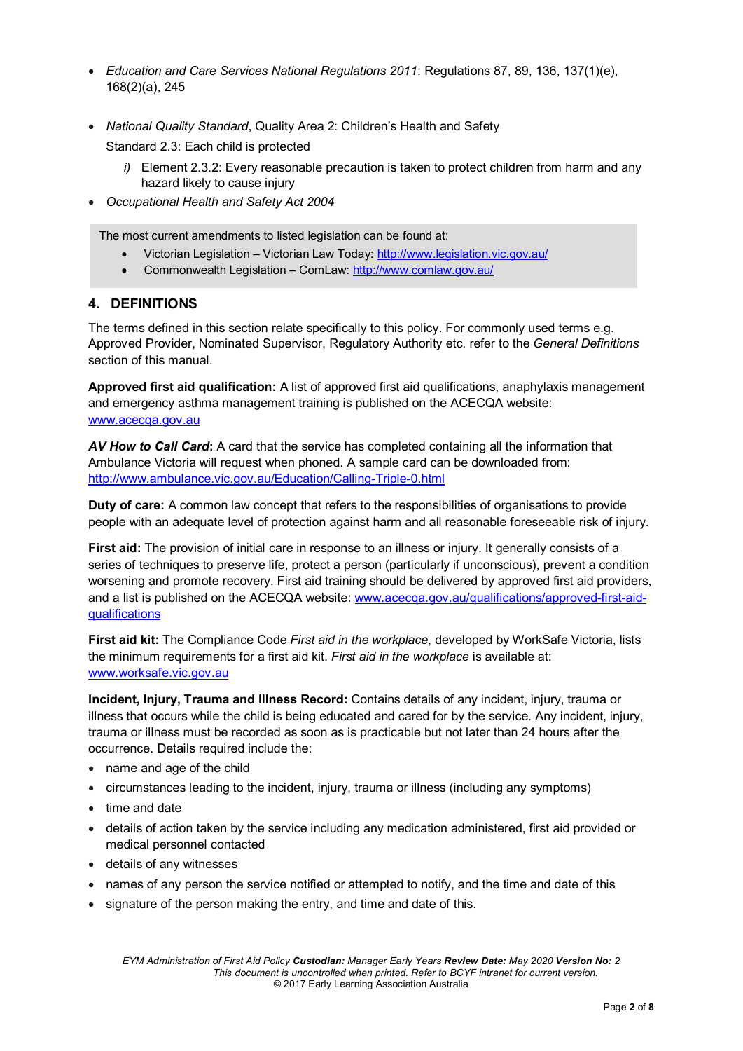- *Education and Care Services National Regulations 2011*: Regulations 87, 89, 136, 137(1)(e), 168(2)(a), 245
- *National Quality Standard*, Quality Area 2: Children's Health and Safety
  
  Standard 2.3: Each child is protected
  
  *i)* Element 2.3.2: Every reasonable precaution is taken to protect children from harm and any hazard likely to cause injury
- *Occupational Health and Safety Act 2004*

> The most current amendments to listed legislation can be found at:
> - Victorian Legislation – Victorian Law Today: http://www.legislation.vic.gov.au/
> - Commonwealth Legislation – ComLaw: http://www.comlaw.gov.au/

## 4. DEFINITIONS

The terms defined in this section relate specifically to this policy. For commonly used terms e.g. Approved Provider, Nominated Supervisor, Regulatory Authority etc. refer to the *General Definitions* section of this manual.

**Approved first aid qualification:** A list of approved first aid qualifications, anaphylaxis management and emergency asthma management training is published on the ACECQA website: www.acecqa.gov.au

***AV How to Call Card*:** A card that the service has completed containing all the information that Ambulance Victoria will request when phoned. A sample card can be downloaded from: http://www.ambulance.vic.gov.au/Education/Calling-Triple-0.html

**Duty of care:** A common law concept that refers to the responsibilities of organisations to provide people with an adequate level of protection against harm and all reasonable foreseeable risk of injury.

**First aid:** The provision of initial care in response to an illness or injury. It generally consists of a series of techniques to preserve life, protect a person (particularly if unconscious), prevent a condition worsening and promote recovery. First aid training should be delivered by approved first aid providers, and a list is published on the ACECQA website: www.acecqa.gov.au/qualifications/approved-first-aid-qualifications

**First aid kit:** The Compliance Code *First aid in the workplace*, developed by WorkSafe Victoria, lists the minimum requirements for a first aid kit. *First aid in the workplace* is available at: www.worksafe.vic.gov.au

**Incident, Injury, Trauma and Illness Record:** Contains details of any incident, injury, trauma or illness that occurs while the child is being educated and cared for by the service. Any incident, injury, trauma or illness must be recorded as soon as is practicable but not later than 24 hours after the occurrence. Details required include the:

- name and age of the child
- circumstances leading to the incident, injury, trauma or illness (including any symptoms)
- time and date
- details of action taken by the service including any medication administered, first aid provided or medical personnel contacted
- details of any witnesses
- names of any person the service notified or attempted to notify, and the time and date of this
- signature of the person making the entry, and time and date of this.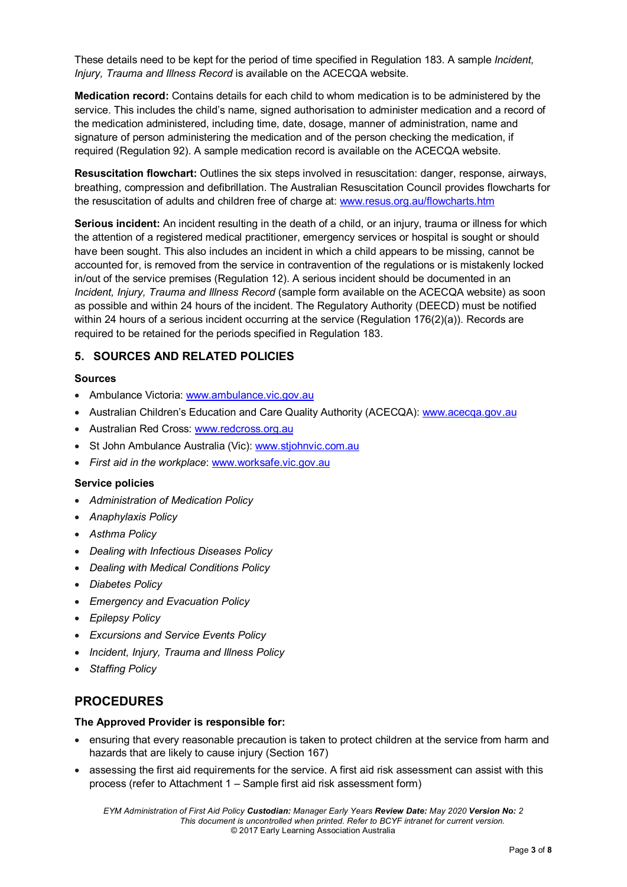These details need to be kept for the period of time specified in Regulation 183. A sample *Incident, Injury, Trauma and Illness Record* is available on the ACECQA website.

**Medication record:** Contains details for each child to whom medication is to be administered by the service. This includes the child's name, signed authorisation to administer medication and a record of the medication administered, including time, date, dosage, manner of administration, name and signature of person administering the medication and of the person checking the medication, if required (Regulation 92). A sample medication record is available on the ACECQA website.

**Resuscitation flowchart:** Outlines the six steps involved in resuscitation: danger, response, airways, breathing, compression and defibrillation. The Australian Resuscitation Council provides flowcharts for the resuscitation of adults and children free of charge at: [www.resus.org.au/flowcharts.htm](http://www.resus.org.au/flowcharts.htm)

**Serious incident:** An incident resulting in the death of a child, or an injury, trauma or illness for which the attention of a registered medical practitioner, emergency services or hospital is sought or should have been sought. This also includes an incident in which a child appears to be missing, cannot be accounted for, is removed from the service in contravention of the regulations or is mistakenly locked in/out of the service premises (Regulation 12). A serious incident should be documented in an *Incident, Injury, Trauma and Illness Record* (sample form available on the ACECQA website) as soon as possible and within 24 hours of the incident. The Regulatory Authority (DEECD) must be notified within 24 hours of a serious incident occurring at the service (Regulation 176(2)(a)). Records are required to be retained for the periods specified in Regulation 183.

## 5. SOURCES AND RELATED POLICIES

### Sources

- Ambulance Victoria: [www.ambulance.vic.gov.au](http://www.ambulance.vic.gov.au)
- Australian Children's Education and Care Quality Authority (ACECQA): [www.acecqa.gov.au](http://www.acecqa.gov.au)
- Australian Red Cross: [www.redcross.org.au](http://www.redcross.org.au)
- St John Ambulance Australia (Vic): [www.stjohnvic.com.au](http://www.stjohnvic.com.au)
- *First aid in the workplace*: [www.worksafe.vic.gov.au](http://www.worksafe.vic.gov.au)

### Service policies

- *Administration of Medication Policy*
- *Anaphylaxis Policy*
- *Asthma Policy*
- *Dealing with Infectious Diseases Policy*
- *Dealing with Medical Conditions Policy*
- *Diabetes Policy*
- *Emergency and Evacuation Policy*
- *Epilepsy Policy*
- *Excursions and Service Events Policy*
- *Incident, Injury, Trauma and Illness Policy*
- *Staffing Policy*

# PROCEDURES

### The Approved Provider is responsible for:

- ensuring that every reasonable precaution is taken to protect children at the service from harm and hazards that are likely to cause injury (Section 167)
- assessing the first aid requirements for the service. A first aid risk assessment can assist with this process (refer to Attachment 1 – Sample first aid risk assessment form)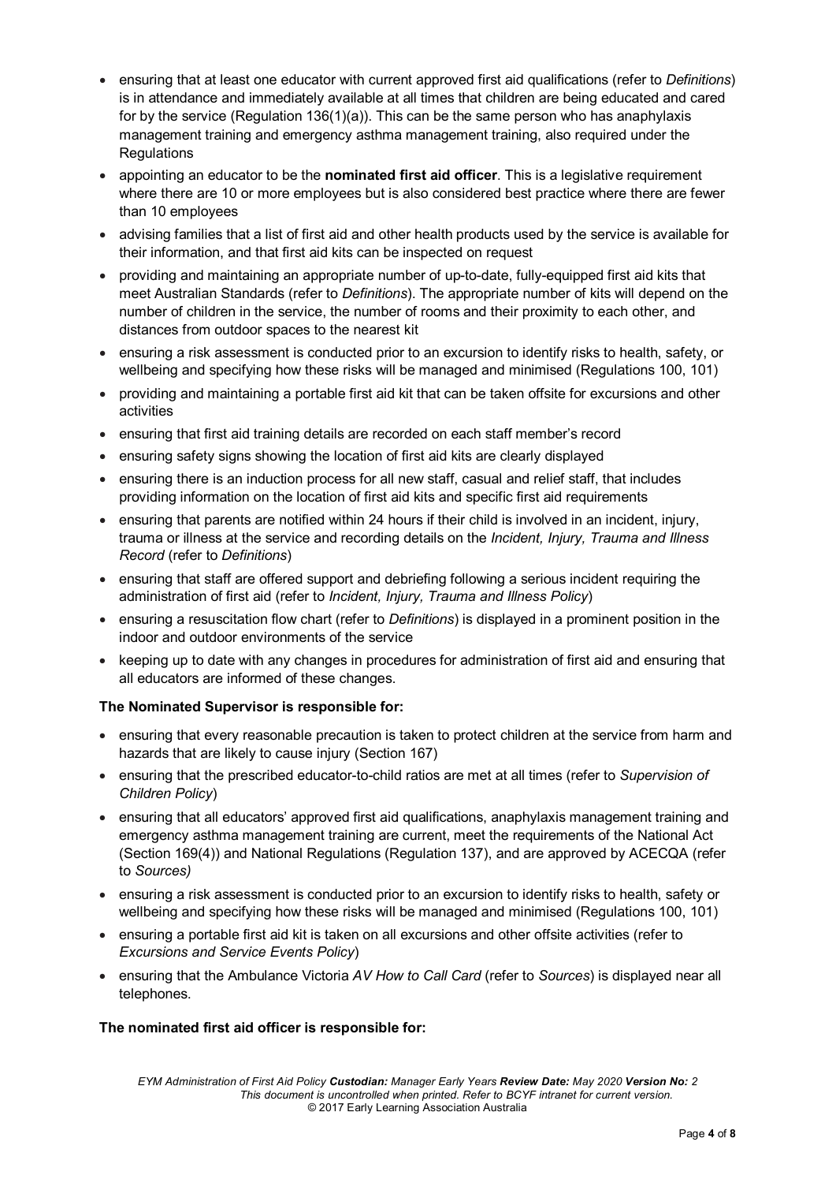- ensuring that at least one educator with current approved first aid qualifications (refer to *Definitions*) is in attendance and immediately available at all times that children are being educated and cared for by the service (Regulation 136(1)(a)). This can be the same person who has anaphylaxis management training and emergency asthma management training, also required under the Regulations
- appointing an educator to be the **nominated first aid officer**. This is a legislative requirement where there are 10 or more employees but is also considered best practice where there are fewer than 10 employees
- advising families that a list of first aid and other health products used by the service is available for their information, and that first aid kits can be inspected on request
- providing and maintaining an appropriate number of up-to-date, fully-equipped first aid kits that meet Australian Standards (refer to *Definitions*). The appropriate number of kits will depend on the number of children in the service, the number of rooms and their proximity to each other, and distances from outdoor spaces to the nearest kit
- ensuring a risk assessment is conducted prior to an excursion to identify risks to health, safety, or wellbeing and specifying how these risks will be managed and minimised (Regulations 100, 101)
- providing and maintaining a portable first aid kit that can be taken offsite for excursions and other activities
- ensuring that first aid training details are recorded on each staff member's record
- ensuring safety signs showing the location of first aid kits are clearly displayed
- ensuring there is an induction process for all new staff, casual and relief staff, that includes providing information on the location of first aid kits and specific first aid requirements
- ensuring that parents are notified within 24 hours if their child is involved in an incident, injury, trauma or illness at the service and recording details on the *Incident, Injury, Trauma and Illness Record* (refer to *Definitions*)
- ensuring that staff are offered support and debriefing following a serious incident requiring the administration of first aid (refer to *Incident, Injury, Trauma and Illness Policy*)
- ensuring a resuscitation flow chart (refer to *Definitions*) is displayed in a prominent position in the indoor and outdoor environments of the service
- keeping up to date with any changes in procedures for administration of first aid and ensuring that all educators are informed of these changes.

**The Nominated Supervisor is responsible for:**

- ensuring that every reasonable precaution is taken to protect children at the service from harm and hazards that are likely to cause injury (Section 167)
- ensuring that the prescribed educator-to-child ratios are met at all times (refer to *Supervision of Children Policy*)
- ensuring that all educators' approved first aid qualifications, anaphylaxis management training and emergency asthma management training are current, meet the requirements of the National Act (Section 169(4)) and National Regulations (Regulation 137), and are approved by ACECQA (refer to *Sources)*
- ensuring a risk assessment is conducted prior to an excursion to identify risks to health, safety or wellbeing and specifying how these risks will be managed and minimised (Regulations 100, 101)
- ensuring a portable first aid kit is taken on all excursions and other offsite activities (refer to *Excursions and Service Events Policy*)
- ensuring that the Ambulance Victoria *AV How to Call Card* (refer to *Sources*) is displayed near all telephones.

**The nominated first aid officer is responsible for:**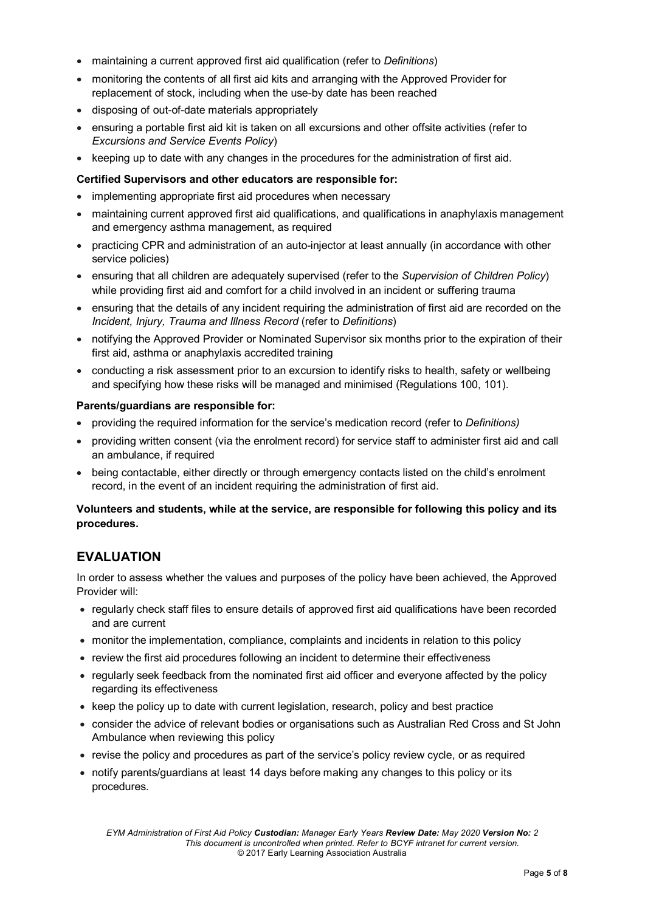- maintaining a current approved first aid qualification (refer to *Definitions*)
- monitoring the contents of all first aid kits and arranging with the Approved Provider for replacement of stock, including when the use-by date has been reached
- disposing of out-of-date materials appropriately
- ensuring a portable first aid kit is taken on all excursions and other offsite activities (refer to *Excursions and Service Events Policy*)
- keeping up to date with any changes in the procedures for the administration of first aid.

**Certified Supervisors and other educators are responsible for:**

- implementing appropriate first aid procedures when necessary
- maintaining current approved first aid qualifications, and qualifications in anaphylaxis management and emergency asthma management, as required
- practicing CPR and administration of an auto-injector at least annually (in accordance with other service policies)
- ensuring that all children are adequately supervised (refer to the *Supervision of Children Policy*) while providing first aid and comfort for a child involved in an incident or suffering trauma
- ensuring that the details of any incident requiring the administration of first aid are recorded on the *Incident, Injury, Trauma and Illness Record* (refer to *Definitions*)
- notifying the Approved Provider or Nominated Supervisor six months prior to the expiration of their first aid, asthma or anaphylaxis accredited training
- conducting a risk assessment prior to an excursion to identify risks to health, safety or wellbeing and specifying how these risks will be managed and minimised (Regulations 100, 101).

**Parents/guardians are responsible for:**

- providing the required information for the service's medication record (refer to *Definitions)*
- providing written consent (via the enrolment record) for service staff to administer first aid and call an ambulance, if required
- being contactable, either directly or through emergency contacts listed on the child's enrolment record, in the event of an incident requiring the administration of first aid.

**Volunteers and students, while at the service, are responsible for following this policy and its procedures.**

## EVALUATION

In order to assess whether the values and purposes of the policy have been achieved, the Approved Provider will:

- regularly check staff files to ensure details of approved first aid qualifications have been recorded and are current
- monitor the implementation, compliance, complaints and incidents in relation to this policy
- review the first aid procedures following an incident to determine their effectiveness
- regularly seek feedback from the nominated first aid officer and everyone affected by the policy regarding its effectiveness
- keep the policy up to date with current legislation, research, policy and best practice
- consider the advice of relevant bodies or organisations such as Australian Red Cross and St John Ambulance when reviewing this policy
- revise the policy and procedures as part of the service's policy review cycle, or as required
- notify parents/guardians at least 14 days before making any changes to this policy or its procedures.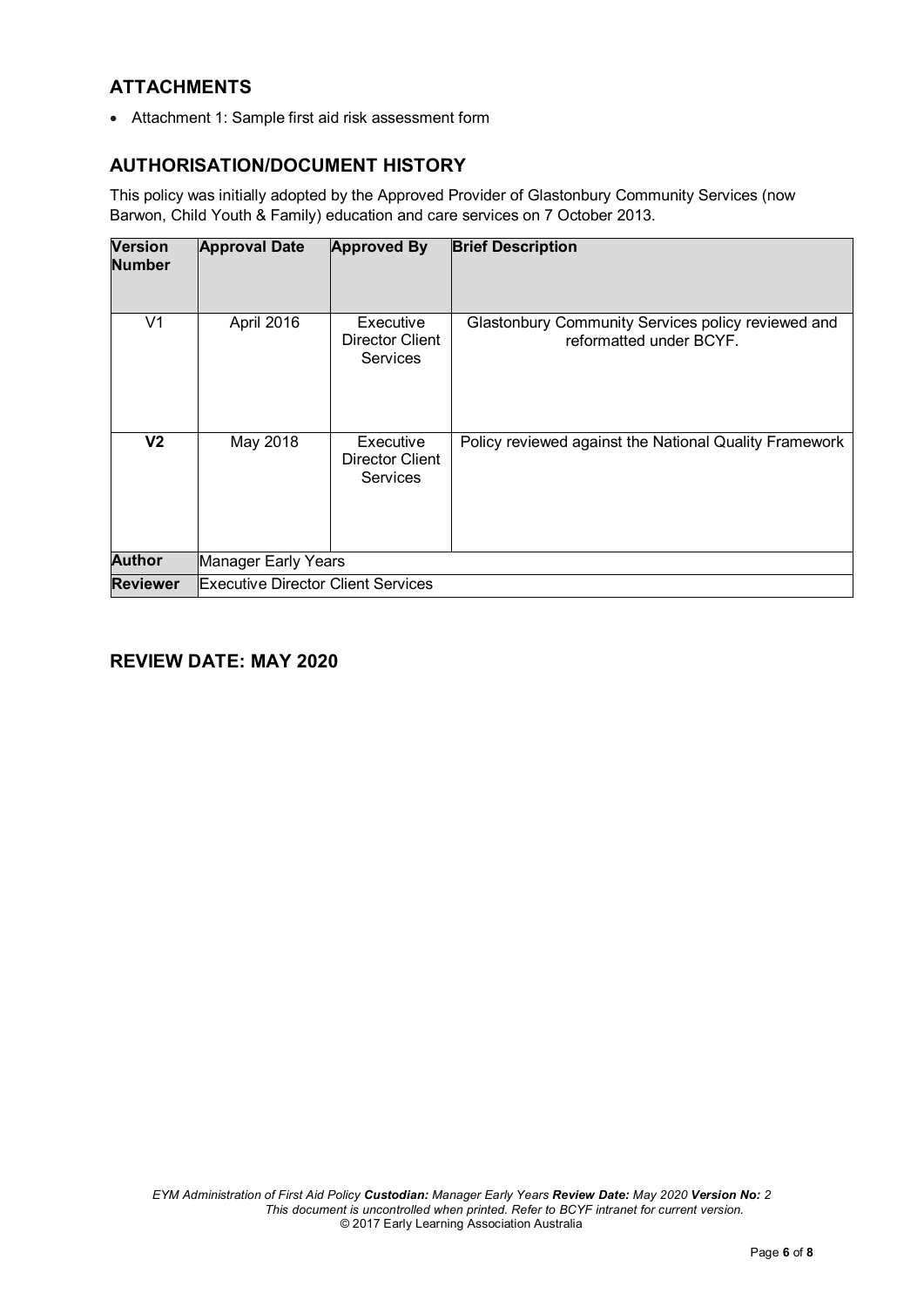## ATTACHMENTS

- Attachment 1: Sample first aid risk assessment form

## AUTHORISATION/DOCUMENT HISTORY

This policy was initially adopted by the Approved Provider of Glastonbury Community Services (now Barwon, Child Youth & Family) education and care services on 7 October 2013.

| Version Number | Approval Date | Approved By | Brief Description |
|---|---|---|---|
| V1 | April 2016 | Executive Director Client Services | Glastonbury Community Services policy reviewed and reformatted under BCYF. |
| **V2** | May 2018 | Executive Director Client Services | Policy reviewed against the National Quality Framework |
| **Author** | Manager Early Years | | |
| **Reviewer** | Executive Director Client Services | | |

## REVIEW DATE: MAY 2020

*EYM Administration of First Aid Policy* ***Custodian:*** *Manager Early Years* ***Review Date:*** *May 2020* ***Version No:*** *2*
*This document is uncontrolled when printed. Refer to BCYF intranet for current version.*
© 2017 Early Learning Association Australia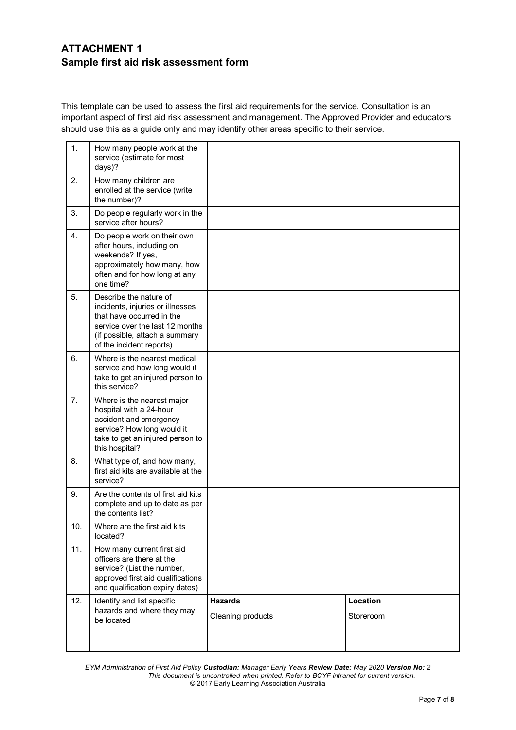## ATTACHMENT 1
## Sample first aid risk assessment form

This template can be used to assess the first aid requirements for the service. Consultation is an important aspect of first aid risk assessment and management. The Approved Provider and educators should use this as a guide only and may identify other areas specific to their service.

| | | | |
|---|---|---|---|
| 1. | How many people work at the service (estimate for most days)? | | |
| 2. | How many children are enrolled at the service (write the number)? | | |
| 3. | Do people regularly work in the service after hours? | | |
| 4. | Do people work on their own after hours, including on weekends? If yes, approximately how many, how often and for how long at any one time? | | |
| 5. | Describe the nature of incidents, injuries or illnesses that have occurred in the service over the last 12 months (if possible, attach a summary of the incident reports) | | |
| 6. | Where is the nearest medical service and how long would it take to get an injured person to this service? | | |
| 7. | Where is the nearest major hospital with a 24-hour accident and emergency service? How long would it take to get an injured person to this hospital? | | |
| 8. | What type of, and how many, first aid kits are available at the service? | | |
| 9. | Are the contents of first aid kits complete and up to date as per the contents list? | | |
| 10. | Where are the first aid kits located? | | |
| 11. | How many current first aid officers are there at the service? (List the number, approved first aid qualifications and qualification expiry dates) | | |
| 12. | Identify and list specific hazards and where they may be located | **Hazards**<br>Cleaning products | **Location**<br>Storeroom |

*EYM Administration of First Aid Policy* ***Custodian:*** *Manager Early Years* ***Review Date:*** *May 2020* ***Version No:*** *2*
*This document is uncontrolled when printed. Refer to BCYF intranet for current version.*
© 2017 Early Learning Association Australia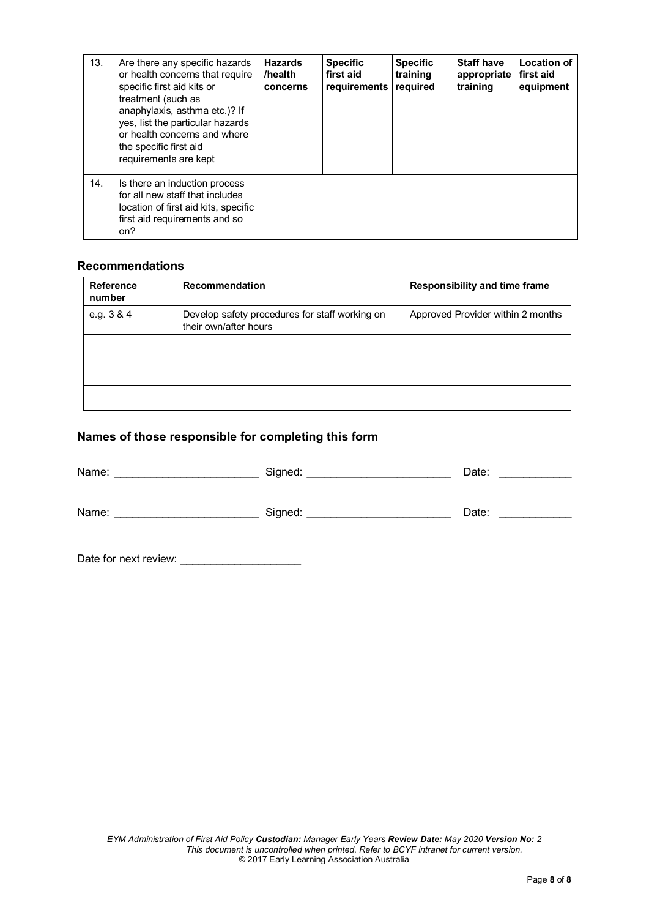| | | | | | | |
|---|---|---|---|---|---|---|
| 13. | Are there any specific hazards or health concerns that require specific first aid kits or treatment (such as anaphylaxis, asthma etc.)? If yes, list the particular hazards or health concerns and where the specific first aid requirements are kept | **Hazards /health concerns** | **Specific first aid requirements** | **Specific training required** | **Staff have appropriate training** | **Location of first aid equipment** |
| 14. | Is there an induction process for all new staff that includes location of first aid kits, specific first aid requirements and so on? | | | | | |

### Recommendations

| Reference number | Recommendation | Responsibility and time frame |
|---|---|---|
| e.g. 3 & 4 | Develop safety procedures for staff working on their own/after hours | Approved Provider within 2 months |
| | | |
| | | |
| | | |

### Names of those responsible for completing this form

Name: _______________________ Signed: _______________________ Date: ___________

Name: _______________________ Signed: _______________________ Date: ___________

Date for next review: ___________________

*EYM Administration of First Aid Policy* ***Custodian:*** *Manager Early Years* ***Review Date:*** *May 2020* ***Version No:*** *2*
*This document is uncontrolled when printed. Refer to BCYF intranet for current version.*
© 2017 Early Learning Association Australia